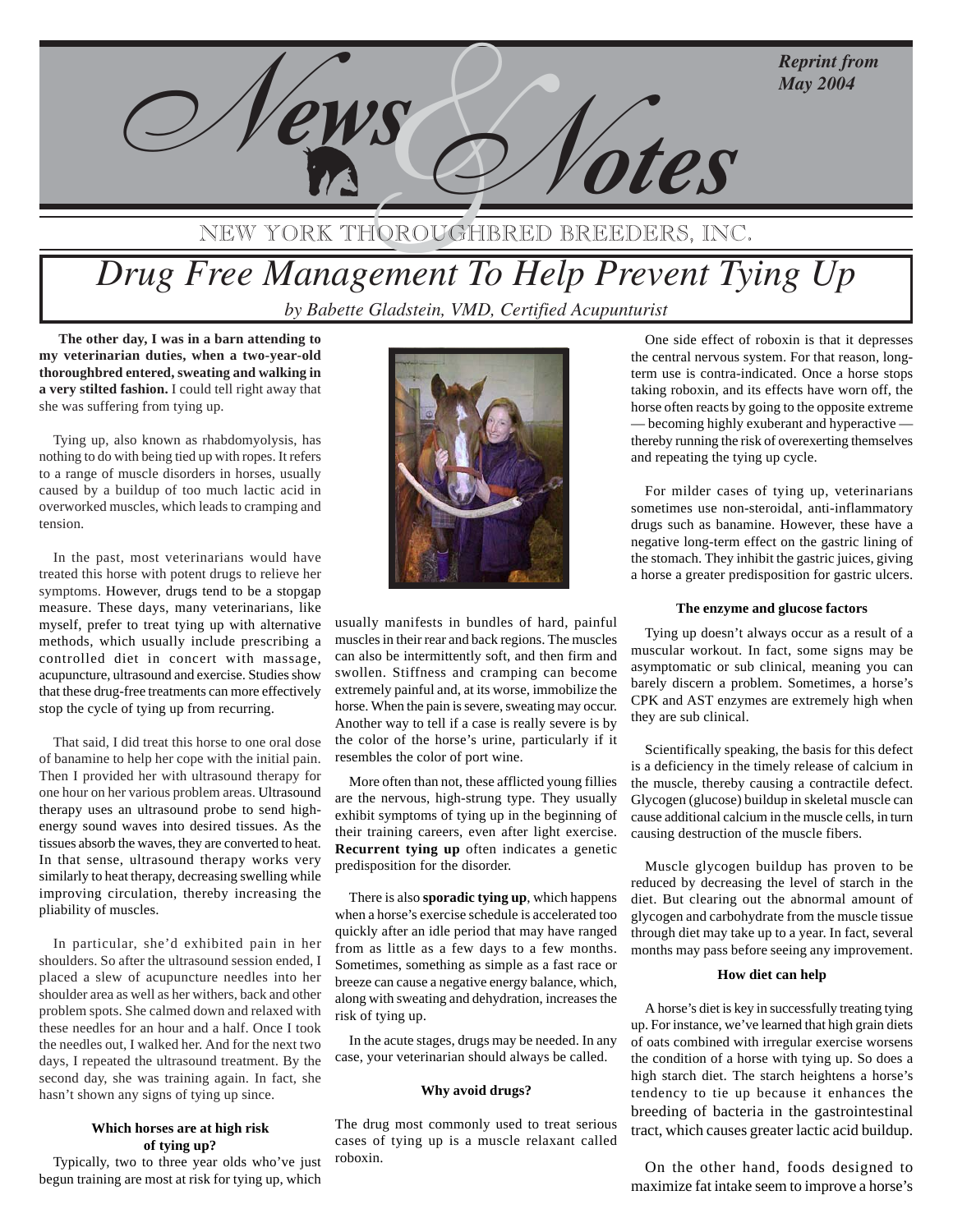# News & Notes

*Reprint from May 2004*

NEW YORK THOROUGHBRED BREEDERS, INC.

# Drug Free Management To Help Prevent Tying Up

*by Babette Gladstein, VMD, Certified Acupunturist*

**The other day, I was in a barn attending to my veterinarian duties, when a two-year-old thoroughbred entered, sweating and walking in a very stilted fashion.** I could tell right away that she was suffering from tying up.

Tying up, also known as rhabdomyolysis, has nothing to do with being tied up with ropes. It refers to a range of muscle disorders in horses, usually caused by a buildup of too much lactic acid in overworked muscles, which leads to cramping and tension.

In the past, most veterinarians would have treated this horse with potent drugs to relieve her symptoms. However, drugs tend to be a stopgap measure. These days, many veterinarians, like myself, prefer to treat tying up with alternative methods, which usually include prescribing a controlled diet in concert with massage, acupuncture, ultrasound and exercise. Studies show that these drug-free treatments can more effectively stop the cycle of tying up from recurring.

That said, I did treat this horse to one oral dose of banamine to help her cope with the initial pain. Then I provided her with ultrasound therapy for one hour on her various problem areas. Ultrasound therapy uses an ultrasound probe to send high-energy sound waves into desired tissues. As the tissues absorb the waves, they are converted to heat. In that sense, ultrasound therapy works very similarly to heat therapy, decreasing swelling while improving circulation, thereby increasing the pliability of muscles.

In particular, she'd exhibited pain in her shoulders. So after the ultrasound session ended, I placed a slew of acupuncture needles into her shoulder area as well as her withers, back and other problem spots. She calmed down and relaxed with these needles for an hour and a half. Once I took the needles out, I walked her. And for the next two days, I repeated the ultrasound treatment. By the second day, she was training again. In fact, she hasn't shown any signs of tying up since.

#### Which horses are at high risk of tying up?

Typically, two to three year olds who've just begun training are most at risk for tying up, which usually manifests in bundles of hard, painful muscles in their rear and back regions. The muscles can also be intermittently soft, and then firm and swollen. Stiffness and cramping can become extremely painful and, at its worse, immobilize the horse. When the pain is severe, sweating may occur. Another way to tell if a case is really severe is by the color of the horse's urine, particularly if it resembles the color of port wine.

More often than not, these afflicted young fillies are the nervous, high-strung type. They usually exhibit symptoms of tying up in the beginning of their training careers, even after light exercise. **Recurrent tying up** often indicates a genetic predisposition for the disorder.

There is also **sporadic tying up**, which happens when a horse's exercise schedule is accelerated too quickly after an idle period that may have ranged from as little as a few days to a few months. Sometimes, something as simple as a fast race or breeze can cause a negative energy balance, which, along with sweating and dehydration, increases the risk of tying up.

In the acute stages, drugs may be needed. In any case, your veterinarian should always be called.

#### Why avoid drugs?

The drug most commonly used to treat serious cases of tying up is a muscle relaxant called roboxin.

One side effect of roboxin is that it depresses the central nervous system. For that reason, long-term use is contra-indicated. Once a horse stops taking roboxin, and its effects have worn off, the horse often reacts by going to the opposite extreme — becoming highly exuberant and hyperactive — thereby running the risk of overexerting themselves and repeating the tying up cycle.

For milder cases of tying up, veterinarians sometimes use non-steroidal, anti-inflammatory drugs such as banamine. However, these have a negative long-term effect on the gastric lining of the stomach. They inhibit the gastric juices, giving a horse a greater predisposition for gastric ulcers.

#### The enzyme and glucose factors

Tying up doesn't always occur as a result of a muscular workout. In fact, some signs may be asymptomatic or sub clinical, meaning you can barely discern a problem. Sometimes, a horse's CPK and AST enzymes are extremely high when they are sub clinical.

Scientifically speaking, the basis for this defect is a deficiency in the timely release of calcium in the muscle, thereby causing a contractile defect. Glycogen (glucose) buildup in skeletal muscle can cause additional calcium in the muscle cells, in turn causing destruction of the muscle fibers.

Muscle glycogen buildup has proven to be reduced by decreasing the level of starch in the diet. But clearing out the abnormal amount of glycogen and carbohydrate from the muscle tissue through diet may take up to a year. In fact, several months may pass before seeing any improvement.

#### How diet can help

A horse's diet is key in successfully treating tying up. For instance, we've learned that high grain diets of oats combined with irregular exercise worsens the condition of a horse with tying up. So does a high starch diet. The starch heightens a horse's tendency to tie up because it enhances the breeding of bacteria in the gastrointestinal tract, which causes greater lactic acid buildup.

On the other hand, foods designed to maximize fat intake seem to improve a horse's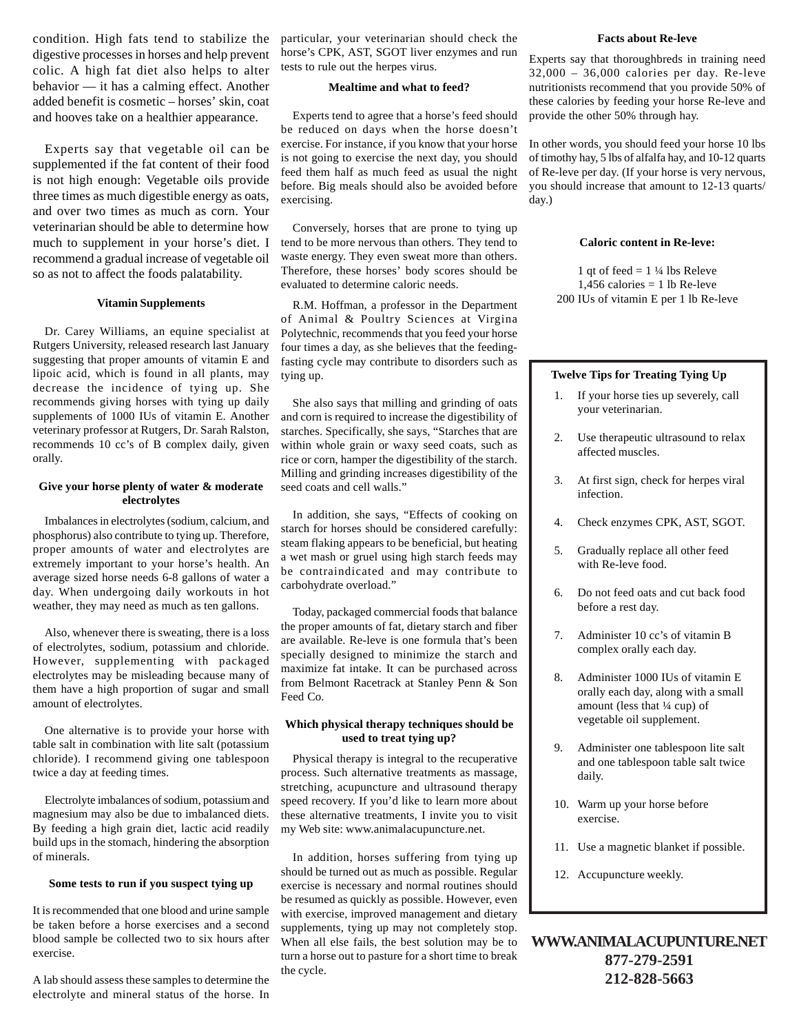condition. High fats tend to stabilize the digestive processes in horses and help prevent colic. A high fat diet also helps to alter behavior — it has a calming effect. Another added benefit is cosmetic – horses' skin, coat and hooves take on a healthier appearance.

Experts say that vegetable oil can be supplemented if the fat content of their food is not high enough: Vegetable oils provide three times as much digestible energy as oats, and over two times as much as corn. Your veterinarian should be able to determine how much to supplement in your horse's diet. I recommend a gradual increase of vegetable oil so as not to affect the foods palatability.

### Vitamin Supplements

Dr. Carey Williams, an equine specialist at Rutgers University, released research last January suggesting that proper amounts of vitamin E and lipoic acid, which is found in all plants, may decrease the incidence of tying up. She recommends giving horses with tying up daily supplements of 1000 IUs of vitamin E. Another veterinary professor at Rutgers, Dr. Sarah Ralston, recommends 10 cc's of B complex daily, given orally.

### Give your horse plenty of water & moderate electrolytes

Imbalances in electrolytes (sodium, calcium, and phosphorus) also contribute to tying up. Therefore, proper amounts of water and electrolytes are extremely important to your horse's health. An average sized horse needs 6-8 gallons of water a day. When undergoing daily workouts in hot weather, they may need as much as ten gallons.

Also, whenever there is sweating, there is a loss of electrolytes, sodium, potassium and chloride. However, supplementing with packaged electrolytes may be misleading because many of them have a high proportion of sugar and small amount of electrolytes.

One alternative is to provide your horse with table salt in combination with lite salt (potassium chloride). I recommend giving one tablespoon twice a day at feeding times.

Electrolyte imbalances of sodium, potassium and magnesium may also be due to imbalanced diets. By feeding a high grain diet, lactic acid readily build ups in the stomach, hindering the absorption of minerals.

### Some tests to run if you suspect tying up

It is recommended that one blood and urine sample be taken before a horse exercises and a second blood sample be collected two to six hours after exercise.

A lab should assess these samples to determine the electrolyte and mineral status of the horse. In particular, your veterinarian should check the horse's CPK, AST, SGOT liver enzymes and run tests to rule out the herpes virus.

### Mealtime and what to feed?

Experts tend to agree that a horse's feed should be reduced on days when the horse doesn't exercise. For instance, if you know that your horse is not going to exercise the next day, you should feed them half as much feed as usual the night before. Big meals should also be avoided before exercising.

Conversely, horses that are prone to tying up tend to be more nervous than others. They tend to waste energy. They even sweat more than others. Therefore, these horses' body scores should be evaluated to determine caloric needs.

R.M. Hoffman, a professor in the Department of Animal & Poultry Sciences at Virgina Polytechnic, recommends that you feed your horse four times a day, as she believes that the feeding-fasting cycle may contribute to disorders such as tying up.

She also says that milling and grinding of oats and corn is required to increase the digestibility of starches. Specifically, she says, "Starches that are within whole grain or waxy seed coats, such as rice or corn, hamper the digestibility of the starch. Milling and grinding increases digestibility of the seed coats and cell walls."

In addition, she says, "Effects of cooking on starch for horses should be considered carefully: steam flaking appears to be beneficial, but heating a wet mash or gruel using high starch feeds may be contraindicated and may contribute to carbohydrate overload."

Today, packaged commercial foods that balance the proper amounts of fat, dietary starch and fiber are available. Re-leve is one formula that's been specially designed to minimize the starch and maximize fat intake. It can be purchased across from Belmont Racetrack at Stanley Penn & Son Feed Co.

### Which physical therapy techniques should be used to treat tying up?

Physical therapy is integral to the recuperative process. Such alternative treatments as massage, stretching, acupuncture and ultrasound therapy speed recovery. If you'd like to learn more about these alternative treatments, I invite you to visit my Web site: www.animalacupuncture.net.

In addition, horses suffering from tying up should be turned out as much as possible. Regular exercise is necessary and normal routines should be resumed as quickly as possible. However, even with exercise, improved management and dietary supplements, tying up may not completely stop. When all else fails, the best solution may be to turn a horse out to pasture for a short time to break the cycle.

### Facts about Re-leve

Experts say that thoroughbreds in training need 32,000 – 36,000 calories per day. Re-leve nutritionists recommend that you provide 50% of these calories by feeding your horse Re-leve and provide the other 50% through hay.

In other words, you should feed your horse 10 lbs of timothy hay, 5 lbs of alfalfa hay, and 10-12 quarts of Re-leve per day. (If your horse is very nervous, you should increase that amount to 12-13 quarts/day.)

### Caloric content in Re-leve:

1 qt of feed = 1 ¼ lbs Releve
1,456 calories = 1 lb Re-leve
200 IUs of vitamin E per 1 lb Re-leve

### Twelve Tips for Treating Tying Up

1. If your horse ties up severely, call your veterinarian.
2. Use therapeutic ultrasound to relax affected muscles.
3. At first sign, check for herpes viral infection.
4. Check enzymes CPK, AST, SGOT.
5. Gradually replace all other feed with Re-leve food.
6. Do not feed oats and cut back food before a rest day.
7. Administer 10 cc's of vitamin B complex orally each day.
8. Administer 1000 IUs of vitamin E orally each day, along with a small amount (less that ¼ cup) of vegetable oil supplement.
9. Administer one tablespoon lite salt and one tablespoon table salt twice daily.
10. Warm up your horse before exercise.
11. Use a magnetic blanket if possible.
12. Accupuncture weekly.

**WWW.ANIMALACUPUNTURE.NET**
**877-279-2591**
**212-828-5663**